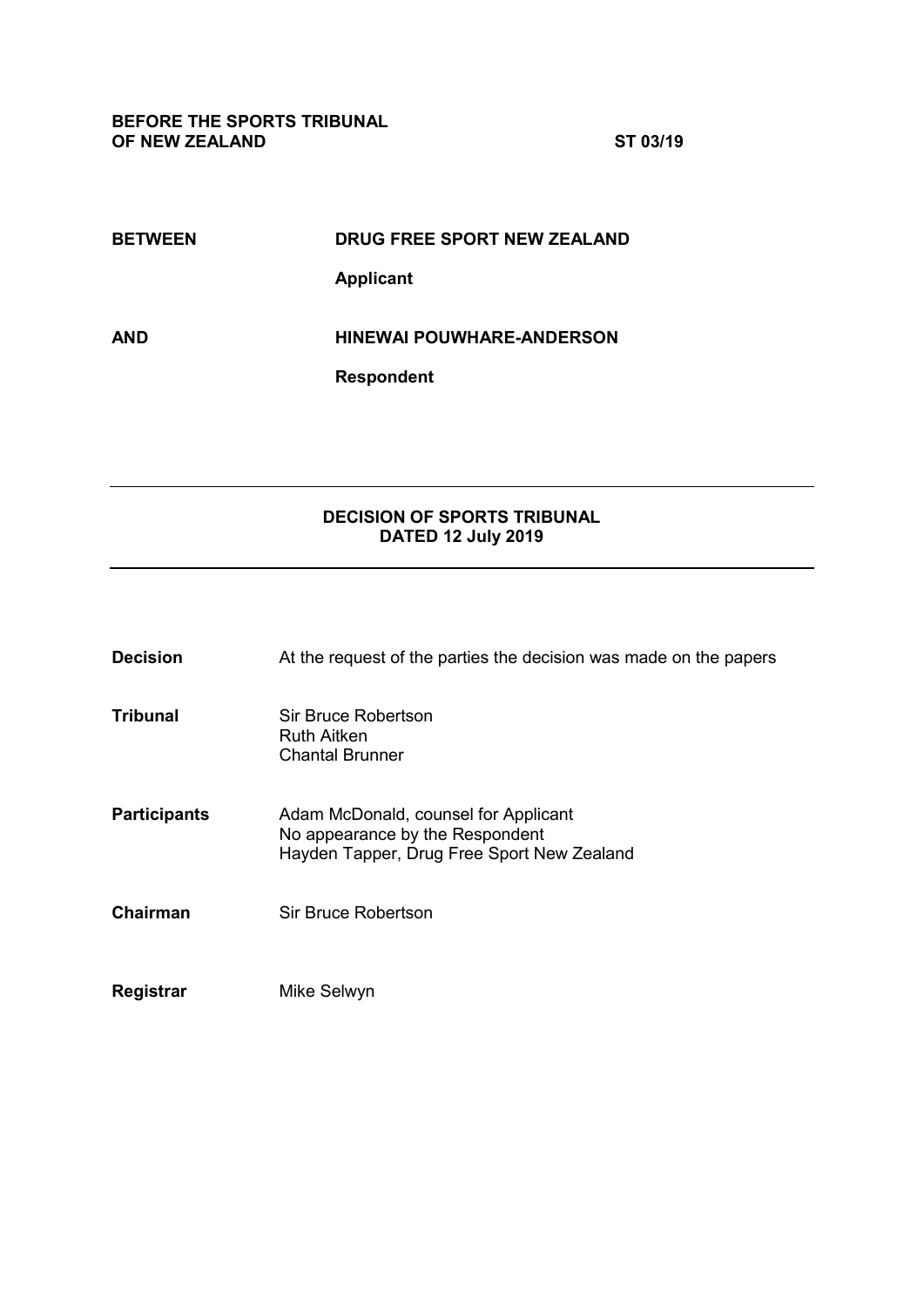**BEFORE THE SPORTS TRIBUNAL OF NEW ZEALAND** **ST 03/19**

**BETWEEN** **DRUG FREE SPORT NEW ZEALAND**

**Applicant**

**AND** **HINEWAI POUWHARE-ANDERSON**

**Respondent**

---

**DECISION OF SPORTS TRIBUNAL DATED 12 July 2019**

---

**Decision** At the request of the parties the decision was made on the papers

**Tribunal** Sir Bruce Robertson
Ruth Aitken
Chantal Brunner

**Participants** Adam McDonald, counsel for Applicant
No appearance by the Respondent
Hayden Tapper, Drug Free Sport New Zealand

**Chairman** Sir Bruce Robertson

**Registrar** Mike Selwyn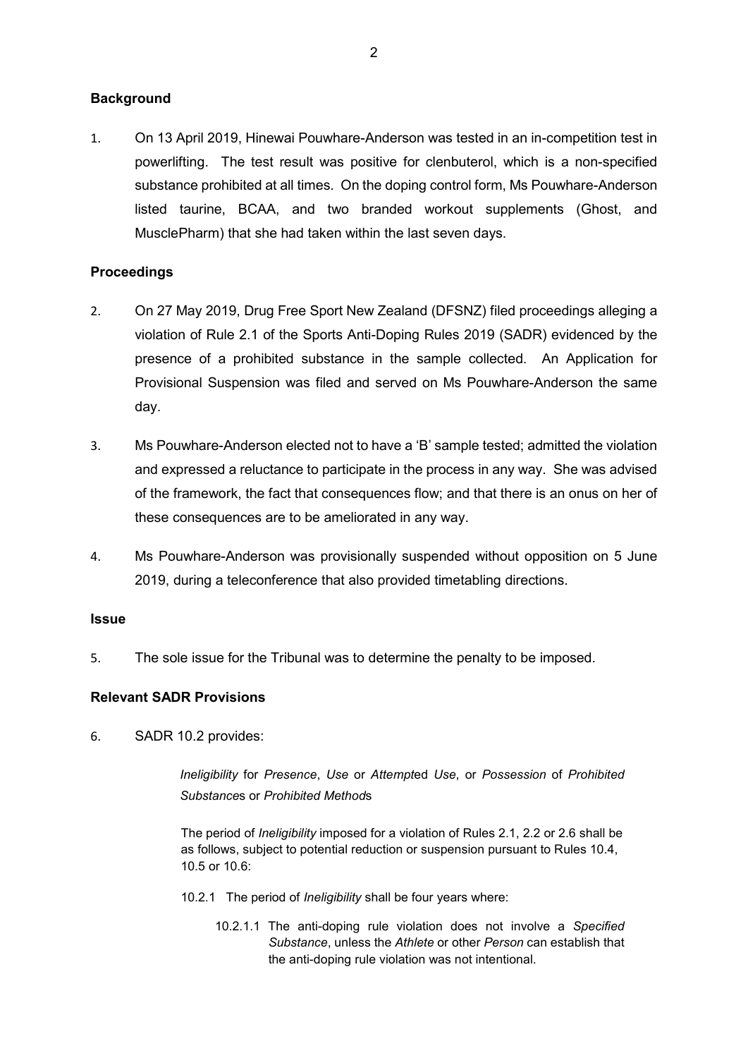## Background

1. On 13 April 2019, Hinewai Pouwhare-Anderson was tested in an in-competition test in powerlifting. The test result was positive for clenbuterol, which is a non-specified substance prohibited at all times. On the doping control form, Ms Pouwhare-Anderson listed taurine, BCAA, and two branded workout supplements (Ghost, and MusclePharm) that she had taken within the last seven days.

## Proceedings

2. On 27 May 2019, Drug Free Sport New Zealand (DFSNZ) filed proceedings alleging a violation of Rule 2.1 of the Sports Anti-Doping Rules 2019 (SADR) evidenced by the presence of a prohibited substance in the sample collected. An Application for Provisional Suspension was filed and served on Ms Pouwhare-Anderson the same day.

3. Ms Pouwhare-Anderson elected not to have a 'B' sample tested; admitted the violation and expressed a reluctance to participate in the process in any way. She was advised of the framework, the fact that consequences flow; and that there is an onus on her of these consequences are to be ameliorated in any way.

4. Ms Pouwhare-Anderson was provisionally suspended without opposition on 5 June 2019, during a teleconference that also provided timetabling directions.

## Issue

5. The sole issue for the Tribunal was to determine the penalty to be imposed.

## Relevant SADR Provisions

6. SADR 10.2 provides:

> *Ineligibility* for *Presence*, *Use* or *Attempt*ed *Use*, or *Possession* of *Prohibited Substance*s or *Prohibited Method*s
>
> The period of *Ineligibility* imposed for a violation of Rules 2.1, 2.2 or 2.6 shall be as follows, subject to potential reduction or suspension pursuant to Rules 10.4, 10.5 or 10.6:
>
> 10.2.1 The period of *Ineligibility* shall be four years where:
>
> 10.2.1.1 The anti-doping rule violation does not involve a *Specified Substance*, unless the *Athlete* or other *Person* can establish that the anti-doping rule violation was not intentional.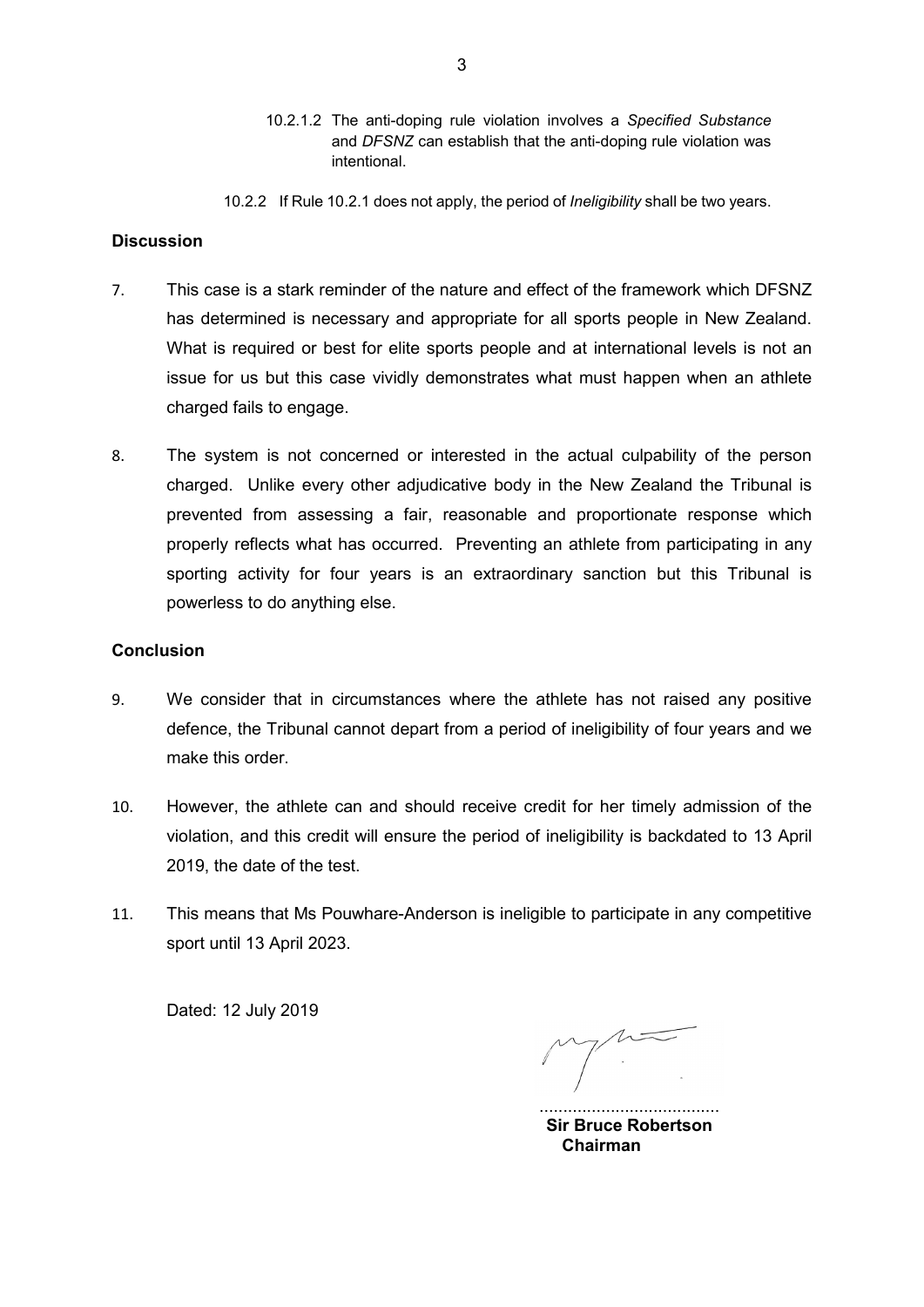10.2.1.2 The anti-doping rule violation involves a *Specified Substance* and *DFSNZ* can establish that the anti-doping rule violation was intentional.

10.2.2 If Rule 10.2.1 does not apply, the period of *Ineligibility* shall be two years.

**Discussion**

7. This case is a stark reminder of the nature and effect of the framework which DFSNZ has determined is necessary and appropriate for all sports people in New Zealand. What is required or best for elite sports people and at international levels is not an issue for us but this case vividly demonstrates what must happen when an athlete charged fails to engage.

8. The system is not concerned or interested in the actual culpability of the person charged. Unlike every other adjudicative body in the New Zealand the Tribunal is prevented from assessing a fair, reasonable and proportionate response which properly reflects what has occurred. Preventing an athlete from participating in any sporting activity for four years is an extraordinary sanction but this Tribunal is powerless to do anything else.

**Conclusion**

9. We consider that in circumstances where the athlete has not raised any positive defence, the Tribunal cannot depart from a period of ineligibility of four years and we make this order.

10. However, the athlete can and should receive credit for her timely admission of the violation, and this credit will ensure the period of ineligibility is backdated to 13 April 2019, the date of the test.

11. This means that Ms Pouwhare-Anderson is ineligible to participate in any competitive sport until 13 April 2023.

Dated: 12 July 2019

......................................
**Sir Bruce Robertson**
**Chairman**